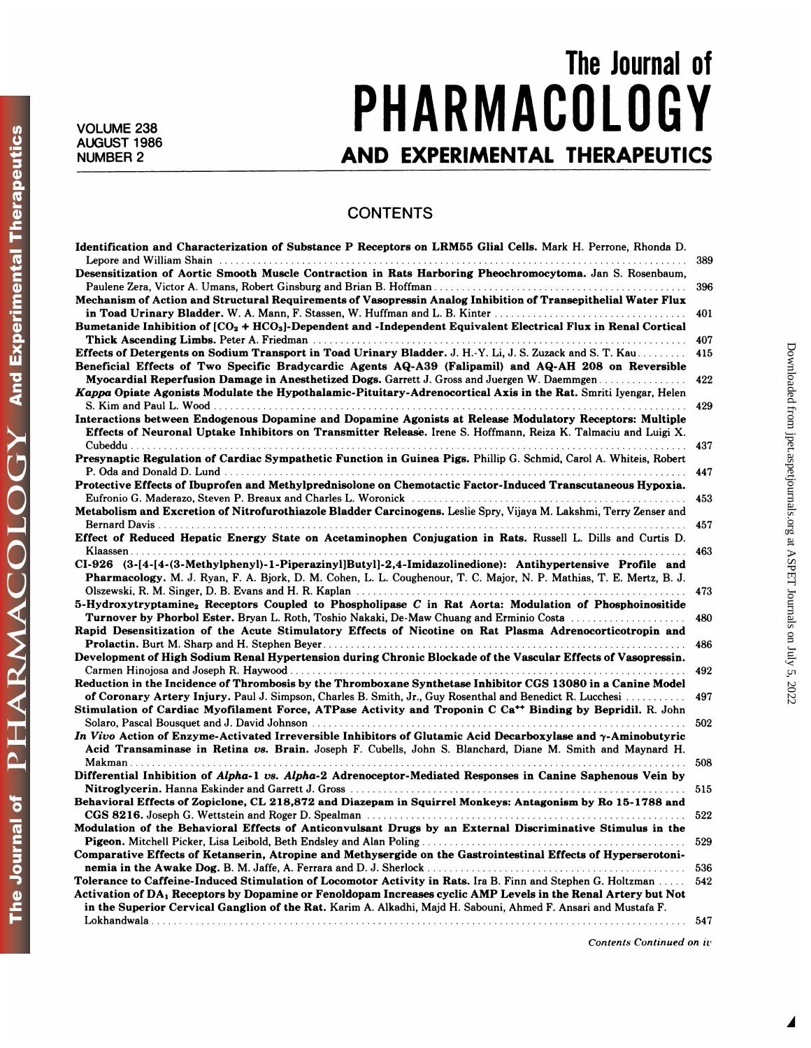# The Journal of PHARMACOLOGY AND EXPERIMENTAL THERAPEUTICS

VOLUME 238
AUGUST 1986
NUMBER 2

## CONTENTS

**Identification and Characterization of Substance P Receptors on LRM55 Glial Cells.** Mark H. Perrone, Rhonda D. Lepore and William Shain ... 389

**Desensitization of Aortic Smooth Muscle Contraction in Rats Harboring Pheochromocytoma.** Jan S. Rosenbaum, Paulene Zera, Victor A. Umans, Robert Ginsburg and Brian B. Hoffman ... 396

**Mechanism of Action and Structural Requirements of Vasopressin Analog Inhibition of Transepithelial Water Flux in Toad Urinary Bladder.** W. A. Mann, F. Stassen, W. Huffman and L. B. Kinter ... 401

**Bumetanide Inhibition of [$CO_2$ + $HCO_3$]-Dependent and -Independent Equivalent Electrical Flux in Renal Cortical Thick Ascending Limbs.** Peter A. Friedman ... 407

**Effects of Detergents on Sodium Transport in Toad Urinary Bladder.** J. H.-Y. Li, J. S. Zuzack and S. T. Kau ... 415

**Beneficial Effects of Two Specific Bradycardic Agents AQ-A39 (Falipamil) and AQ-AH 208 on Reversible Myocardial Reperfusion Damage in Anesthetized Dogs.** Garrett J. Gross and Juergen W. Daemmgen ... 422

***Kappa* Opiate Agonists Modulate the Hypothalamic-Pituitary-Adrenocortical Axis in the Rat.** Smriti Iyengar, Helen S. Kim and Paul L. Wood ... 429

**Interactions between Endogenous Dopamine and Dopamine Agonists at Release Modulatory Receptors: Multiple Effects of Neuronal Uptake Inhibitors on Transmitter Release.** Irene S. Hoffmann, Reiza K. Talmaciu and Luigi X. Cubeddu ... 437

**Presynaptic Regulation of Cardiac Sympathetic Function in Guinea Pigs.** Phillip G. Schmid, Carol A. Whiteis, Robert P. Oda and Donald D. Lund ... 447

**Protective Effects of Ibuprofen and Methylprednisolone on Chemotactic Factor-Induced Transcutaneous Hypoxia.** Eufronio G. Maderazo, Steven P. Breaux and Charles L. Woronick ... 453

**Metabolism and Excretion of Nitrofurothiazole Bladder Carcinogens.** Leslie Spry, Vijaya M. Lakshmi, Terry Zenser and Bernard Davis ... 457

**Effect of Reduced Hepatic Energy State on Acetaminophen Conjugation in Rats.** Russell L. Dills and Curtis D. Klaassen ... 463

**CI-926 (3-[4-[4-(3-Methylphenyl)-1-Piperazinyl]Butyl]-2,4-Imidazolinedione): Antihypertensive Profile and Pharmacology.** M. J. Ryan, F. A. Bjork, D. M. Cohen, L. L. Coughenour, T. C. Major, N. P. Mathias, T. E. Mertz, B. J. Olszewski, R. M. Singer, D. B. Evans and H. R. Kaplan ... 473

**5-Hydroxytryptamine$_2$ Receptors Coupled to Phospholipase *C* in Rat Aorta: Modulation of Phosphoinositide Turnover by Phorbol Ester.** Bryan L. Roth, Toshio Nakaki, De-Maw Chuang and Erminio Costa ... 480

**Rapid Desensitization of the Acute Stimulatory Effects of Nicotine on Rat Plasma Adrenocorticotropin and Prolactin.** Burt M. Sharp and H. Stephen Beyer ... 486

**Development of High Sodium Renal Hypertension during Chronic Blockade of the Vascular Effects of Vasopressin.** Carmen Hinojosa and Joseph R. Haywood ... 492

**Reduction in the Incidence of Thrombosis by the Thromboxane Synthetase Inhibitor CGS 13080 in a Canine Model of Coronary Artery Injury.** Paul J. Simpson, Charles B. Smith, Jr., Guy Rosenthal and Benedict R. Lucchesi ... 497

**Stimulation of Cardiac Myofilament Force, ATPase Activity and Troponin C $Ca^{++}$ Binding by Bepridil.** R. John Solaro, Pascal Bousquet and J. David Johnson ... 502

***In Vivo* Action of Enzyme-Activated Irreversible Inhibitors of Glutamic Acid Decarboxylase and $\gamma$-Aminobutyric Acid Transaminase in Retina *vs.* Brain.** Joseph F. Cubells, John S. Blanchard, Diane M. Smith and Maynard H. Makman ... 508

**Differential Inhibition of *Alpha*-1 *vs.* *Alpha*-2 Adrenoceptor-Mediated Responses in Canine Saphenous Vein by Nitroglycerin.** Hanna Eskinder and Garrett J. Gross ... 515

**Behavioral Effects of Zopiclone, CL 218,872 and Diazepam in Squirrel Monkeys: Antagonism by Ro 15-1788 and CGS 8216.** Joseph G. Wettstein and Roger D. Spealman ... 522

**Modulation of the Behavioral Effects of Anticonvulsant Drugs by an External Discriminative Stimulus in the Pigeon.** Mitchell Picker, Lisa Leibold, Beth Endsley and Alan Poling ... 529

**Comparative Effects of Ketanserin, Atropine and Methysergide on the Gastrointestinal Effects of Hyperserotoninemia in the Awake Dog.** B. M. Jaffe, A. Ferrara and D. J. Sherlock ... 536

**Tolerance to Caffeine-Induced Stimulation of Locomotor Activity in Rats.** Ira B. Finn and Stephen G. Holtzman ... 542

**Activation of DA$_1$ Receptors by Dopamine or Fenoldopam Increases cyclic AMP Levels in the Renal Artery but Not in the Superior Cervical Ganglion of the Rat.** Karim A. Alkadhi, Majd H. Sabouni, Ahmed F. Ansari and Mustafa F. Lokhandwala ... 547

*Contents Continued on iv*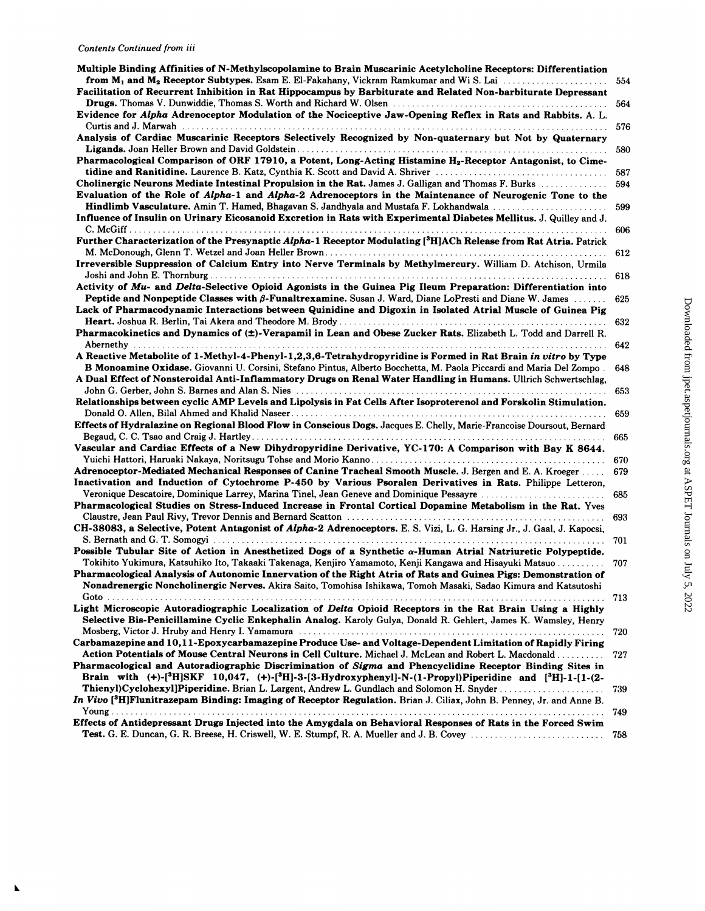*Contents Continued from iii*

**Multiple Binding Affinities of N-Methylscopolamine to Brain Muscarinic Acetylcholine Receptors: Differentiation from $M_1$ and $M_2$ Receptor Subtypes.** Esam E. El-Fakahany, Vickram Ramkumar and Wi S. Lai ..... 554

**Facilitation of Recurrent Inhibition in Rat Hippocampus by Barbiturate and Related Non-barbiturate Depressant Drugs.** Thomas V. Dunwiddie, Thomas S. Worth and Richard W. Olsen ..... 564

**Evidence for *Alpha* Adrenoceptor Modulation of the Nociceptive Jaw-Opening Reflex in Rats and Rabbits.** A. L. Curtis and J. Marwah ..... 576

**Analysis of Cardiac Muscarinic Receptors Selectively Recognized by Non-quaternary but Not by Quaternary Ligands.** Joan Heller Brown and David Goldstein ..... 580

**Pharmacological Comparison of ORF 17910, a Potent, Long-Acting Histamine $H_2$-Receptor Antagonist, to Cimetidine and Ranitidine.** Laurence B. Katz, Cynthia K. Scott and David A. Shriver ..... 587

**Cholinergic Neurons Mediate Intestinal Propulsion in the Rat.** James J. Galligan and Thomas F. Burks ..... 594

**Evaluation of the Role of *Alpha*-1 and *Alpha*-2 Adrenoceptors in the Maintenance of Neurogenic Tone to the Hindlimb Vasculature.** Amin T. Hamed, Bhagavan S. Jandhyala and Mustafa F. Lokhandwala ..... 599

**Influence of Insulin on Urinary Eicosanoid Excretion in Rats with Experimental Diabetes Mellitus.** J. Quilley and J. C. McGiff ..... 606

**Further Characterization of the Presynaptic *Alpha*-1 Receptor Modulating [$^3$H]ACh Release from Rat Atria.** Patrick M. McDonough, Glenn T. Wetzel and Joan Heller Brown ..... 612

**Irreversible Suppression of Calcium Entry into Nerve Terminals by Methylmercury.** William D. Atchison, Urmila Joshi and John E. Thornburg ..... 618

**Activity of *Mu*- and *Delta*-Selective Opioid Agonists in the Guinea Pig Ileum Preparation: Differentiation into Peptide and Nonpeptide Classes with $\beta$-Funaltrexamine.** Susan J. Ward, Diane LoPresti and Diane W. James ..... 625

**Lack of Pharmacodynamic Interactions between Quinidine and Digoxin in Isolated Atrial Muscle of Guinea Pig Heart.** Joshua R. Berlin, Tai Akera and Theodore M. Brody ..... 632

**Pharmacokinetics and Dynamics of (±)-Verapamil in Lean and Obese Zucker Rats.** Elizabeth L. Todd and Darrell R. Abernethy ..... 642

**A Reactive Metabolite of 1-Methyl-4-Phenyl-1,2,3,6-Tetrahydropyridine is Formed in Rat Brain *in vitro* by Type B Monoamine Oxidase.** Giovanni U. Corsini, Stefano Pintus, Alberto Bocchetta, M. Paola Piccardi and Maria Del Zompo ..... 648

**A Dual Effect of Nonsteroidal Anti-Inflammatory Drugs on Renal Water Handling in Humans.** Ullrich Schwertschlag, John G. Gerber, John S. Barnes and Alan S. Nies ..... 653

**Relationships between cyclic AMP Levels and Lipolysis in Fat Cells After Isoproterenol and Forskolin Stimulation.** Donald O. Allen, Bilal Ahmed and Khalid Naseer ..... 659

**Effects of Hydralazine on Regional Blood Flow in Conscious Dogs.** Jacques E. Chelly, Marie-Francoise Doursout, Bernard Begaud, C. C. Tsao and Craig J. Hartley ..... 665

**Vascular and Cardiac Effects of a New Dihydropyridine Derivative, YC-170: A Comparison with Bay K 8644.** Yuichi Hattori, Haruaki Nakaya, Noritsugu Tohse and Morio Kanno ..... 670

**Adrenoceptor-Mediated Mechanical Responses of Canine Tracheal Smooth Muscle.** J. Bergen and E. A. Kroeger ..... 679

**Inactivation and Induction of Cytochrome P-450 by Various Psoralen Derivatives in Rats.** Philippe Letteron, Veronique Descatoire, Dominique Larrey, Marina Tinel, Jean Geneve and Dominique Pessayre ..... 685

**Pharmacological Studies on Stress-Induced Increase in Frontal Cortical Dopamine Metabolism in the Rat.** Yves Claustre, Jean Paul Rivy, Trevor Dennis and Bernard Scatton ..... 693

**CH-38083, a Selective, Potent Antagonist of *Alpha*-2 Adrenoceptors.** E. S. Vizi, L. G. Harsing Jr., J. Gaal, J. Kapocsi, S. Bernath and G. T. Somogyi ..... 701

**Possible Tubular Site of Action in Anesthetized Dogs of a Synthetic $\alpha$-Human Atrial Natriuretic Polypeptide.** Tokihito Yukimura, Katsuhiko Ito, Takaaki Takenaga, Kenjiro Yamamoto, Kenji Kangawa and Hisayuki Matsuo ..... 707

**Pharmacological Analysis of Autonomic Innervation of the Right Atria of Rats and Guinea Pigs: Demonstration of Nonadrenergic Noncholinergic Nerves.** Akira Saito, Tomohisa Ishikawa, Tomoh Masaki, Sadao Kimura and Katsutoshi Goto ..... 713

**Light Microscopic Autoradiographic Localization of *Delta* Opioid Receptors in the Rat Brain Using a Highly Selective Bis-Penicillamine Cyclic Enkephalin Analog.** Karoly Gulya, Donald R. Gehlert, James K. Wamsley, Henry Mosberg, Victor J. Hruby and Henry I. Yamamura ..... 720

**Carbamazepine and 10,11-Epoxycarbamazepine Produce Use- and Voltage-Dependent Limitation of Rapidly Firing Action Potentials of Mouse Central Neurons in Cell Culture.** Michael J. McLean and Robert L. Macdonald ..... 727

**Pharmacological and Autoradiographic Discrimination of *Sigma* and Phencyclidine Receptor Binding Sites in Brain with (+)-[$^3$H]SKF 10,047, (+)-[$^3$H]-3-[3-Hydroxyphenyl]-N-(1-Propyl)Piperidine and [$^3$H]-1-[1-(2-Thienyl)Cyclohexyl]Piperidine.** Brian L. Largent, Andrew L. Gundlach and Solomon H. Snyder ..... 739

***In Vivo* [$^3$H]Flunitrazepam Binding: Imaging of Receptor Regulation.** Brian J. Ciliax, John B. Penney, Jr. and Anne B. Young ..... 749

**Effects of Antidepressant Drugs Injected into the Amygdala on Behavioral Responses of Rats in the Forced Swim Test.** G. E. Duncan, G. R. Breese, H. Criswell, W. E. Stumpf, R. A. Mueller and J. B. Covey ..... 758